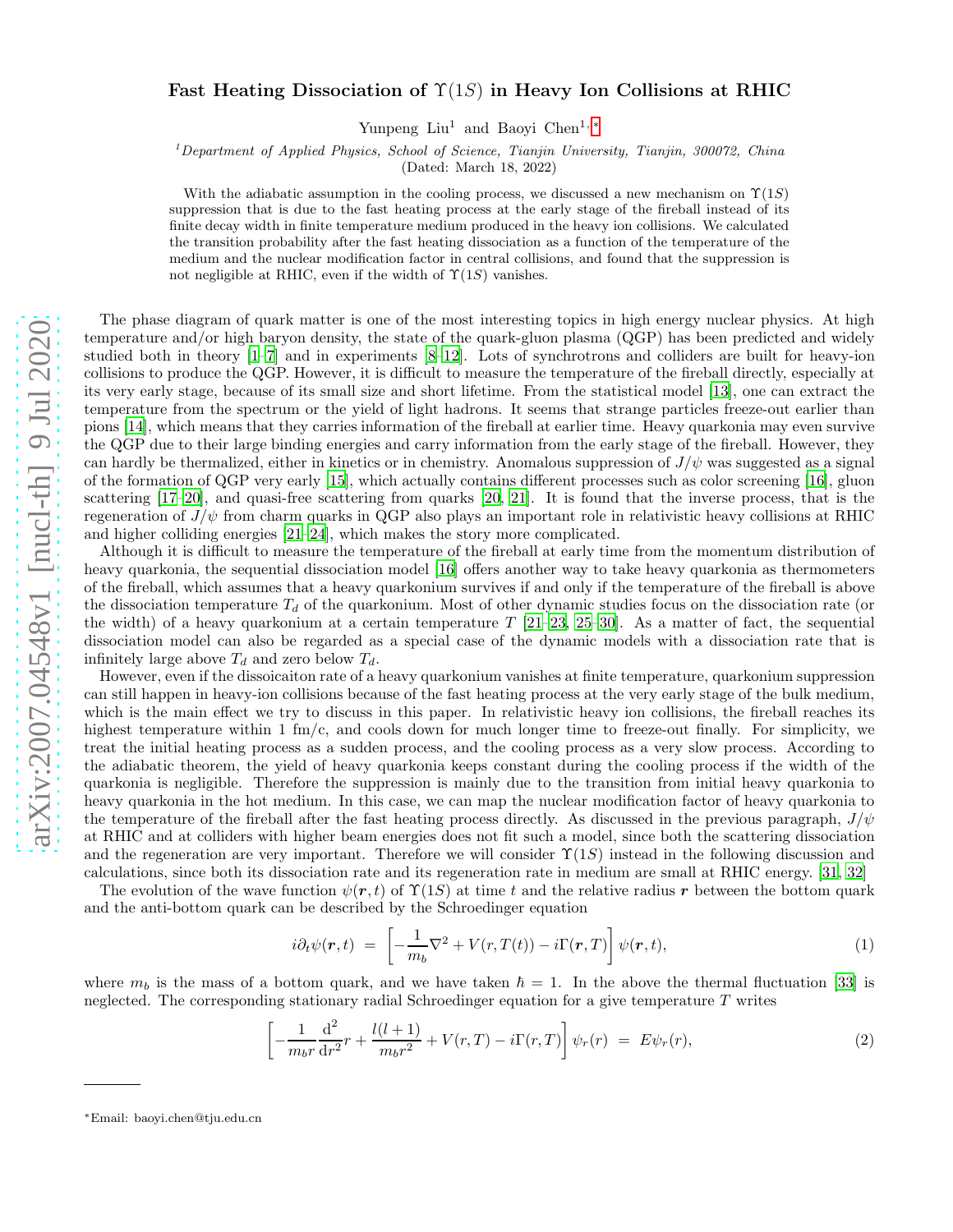# Fast Heating Dissociation of $\Upsilon(1S)$ in Heavy Ion Collisions at RHIC

Yunpeng Liu[1] and Baoyi Chen[1,*]

[1]*Department of Applied Physics, School of Science, Tianjin University, Tianjin, 300072, China*

(Dated: March 18, 2022)

With the adiabatic assumption in the cooling process, we discussed a new mechanism on $\Upsilon(1S)$ suppression that is due to the fast heating process at the early stage of the fireball instead of its finite decay width in finite temperature medium produced in the heavy ion collisions. We calculated the transition probability after the fast heating dissociation as a function of the temperature of the medium and the nuclear modification factor in central collisions, and found that the suppression is not negligible at RHIC, even if the width of $\Upsilon(1S)$ vanishes.

The phase diagram of quark matter is one of the most interesting topics in high energy nuclear physics. At high temperature and/or high baryon density, the state of the quark-gluon plasma (QGP) has been predicted and widely studied both in theory [1–7] and in experiments [8–12]. Lots of synchrotrons and colliders are built for heavy-ion collisions to produce the QGP. However, it is difficult to measure the temperature of the fireball directly, especially at its very early stage, because of its small size and short lifetime. From the statistical model [13], one can extract the temperature from the spectrum or the yield of light hadrons. It seems that strange particles freeze-out earlier than pions [14], which means that they carries information of the fireball at earlier time. Heavy quarkonia may even survive the QGP due to their large binding energies and carry information from the early stage of the fireball. However, they can hardly be thermalized, either in kinetics or in chemistry. Anomalous suppression of $J/\psi$ was suggested as a signal of the formation of QGP very early [15], which actually contains different processes such as color screening [16], gluon scattering [17–20], and quasi-free scattering from quarks [20, 21]. It is found that the inverse process, that is the regeneration of $J/\psi$ from charm quarks in QGP also plays an important role in relativistic heavy collisions at RHIC and higher colliding energies [21–24], which makes the story more complicated.

Although it is difficult to measure the temperature of the fireball at early time from the momentum distribution of heavy quarkonia, the sequential dissociation model [16] offers another way to take heavy quarkonia as thermometers of the fireball, which assumes that a heavy quarkonium survives if and only if the temperature of the fireball is above the dissociation temperature $T_d$ of the quarkonium. Most of other dynamic studies focus on the dissociation rate (or the width) of a heavy quarkonium at a certain temperature $T$ [21–23, 25–30]. As a matter of fact, the sequential dissociation model can also be regarded as a special case of the dynamic models with a dissociation rate that is infinitely large above $T_d$ and zero below $T_d$.

However, even if the dissoicaiton rate of a heavy quarkonium vanishes at finite temperature, quarkonium suppression can still happen in heavy-ion collisions because of the fast heating process at the very early stage of the bulk medium, which is the main effect we try to discuss in this paper. In relativistic heavy ion collisions, the fireball reaches its highest temperature within 1 fm/c, and cools down for much longer time to freeze-out finally. For simplicity, we treat the initial heating process as a sudden process, and the cooling process as a very slow process. According to the adiabatic theorem, the yield of heavy quarkonia keeps constant during the cooling process if the width of the quarkonia is negligible. Therefore the suppression is mainly due to the transition from initial heavy quarkonia to heavy quarkonia in the hot medium. In this case, we can map the nuclear modification factor of heavy quarkonia to the temperature of the fireball after the fast heating process directly. As discussed in the previous paragraph, $J/\psi$ at RHIC and at colliders with higher beam energies does not fit such a model, since both the scattering dissociation and the regeneration are very important. Therefore we will consider $\Upsilon(1S)$ instead in the following discussion and calculations, since both its dissociation rate and its regeneration rate in medium are small at RHIC energy. [31, 32]

The evolution of the wave function $\psi(\boldsymbol{r}, t)$ of $\Upsilon(1S)$ at time $t$ and the relative radius $\boldsymbol{r}$ between the bottom quark and the anti-bottom quark can be described by the Schroedinger equation

$$i\partial_t\psi(\boldsymbol{r},t) \;=\; \left[-\frac{1}{m_b}\nabla^2 + V(r,T(t)) - i\Gamma(\boldsymbol{r},T)\right]\psi(\boldsymbol{r},t), \tag{1}$$

where $m_b$ is the mass of a bottom quark, and we have taken $\hbar = 1$. In the above the thermal fluctuation [33] is neglected. The corresponding stationary radial Schroedinger equation for a give temperature $T$ writes

$$\left[-\frac{1}{m_b r}\frac{\mathrm{d}^2}{\mathrm{d}r^2}r + \frac{l(l+1)}{m_b r^2} + V(r,T) - i\Gamma(r,T)\right]\psi_r(r) \;=\; E\psi_r(r), \tag{2}$$

*Email: baoyi.chen@tju.edu.cn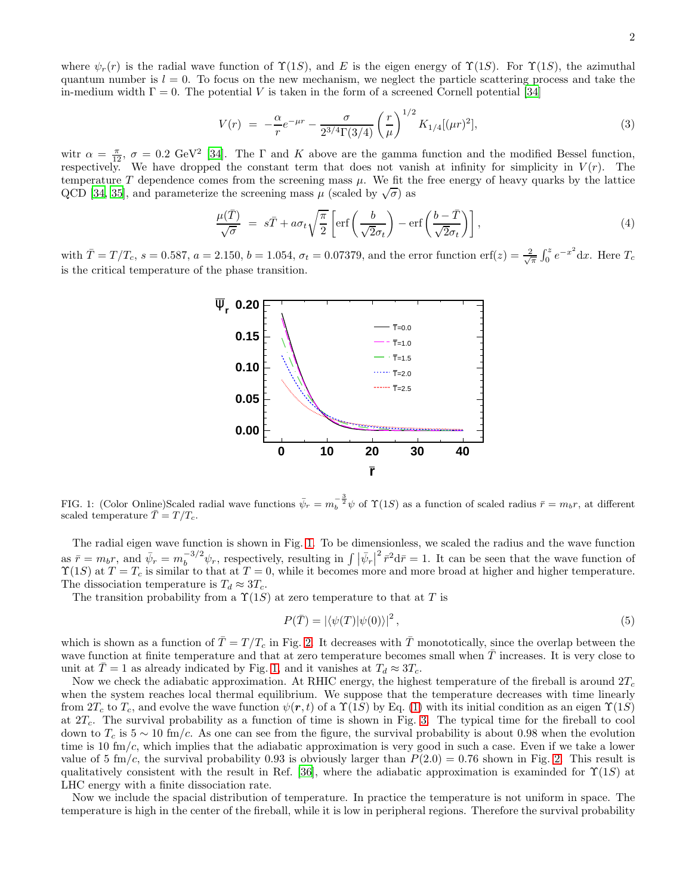where $\psi_r(r)$ is the radial wave function of $\Upsilon(1S)$, and $E$ is the eigen energy of $\Upsilon(1S)$. For $\Upsilon(1S)$, the azimuthal quantum number is $l = 0$. To focus on the new mechanism, we neglect the particle scattering process and take the in-medium width $\Gamma = 0$. The potential $V$ is taken in the form of a screened Cornell potential [34]

$$V(r) \;=\; -\frac{\alpha}{r}e^{-\mu r} - \frac{\sigma}{2^{3/4}\Gamma(3/4)}\left(\frac{r}{\mu}\right)^{1/2} K_{1/4}[(\mu r)^2], \tag{3}$$

witr $\alpha = \frac{\pi}{12}$, $\sigma = 0.2$ GeV$^2$ [34]. The $\Gamma$ and $K$ above are the gamma function and the modified Bessel function, respectively. We have dropped the constant term that does not vanish at infinity for simplicity in $V(r)$. The temperature $T$ dependence comes from the screening mass $\mu$. We fit the free energy of heavy quarks by the lattice QCD [34, 35], and parameterize the screening mass $\mu$ (scaled by $\sqrt{\sigma}$) as

$$\frac{\mu(\bar{T})}{\sqrt{\sigma}} \;=\; s\bar{T} + a\sigma_t\sqrt{\frac{\pi}{2}}\left[\mathrm{erf}\left(\frac{b}{\sqrt{2}\sigma_t}\right) - \mathrm{erf}\left(\frac{b-\bar{T}}{\sqrt{2}\sigma_t}\right)\right], \tag{4}$$

with $\bar{T} = T/T_c$, $s = 0.587$, $a = 2.150$, $b = 1.054$, $\sigma_t = 0.07379$, and the error function $\mathrm{erf}(z) = \frac{2}{\sqrt{\pi}}\int_0^z e^{-x^2}\mathrm{d}x$. Here $T_c$ is the critical temperature of the phase transition.

FIG. 1: (Color Online)Scaled radial wave functions $\bar{\psi}_r = m_b^{-\frac{3}{2}}\psi$ of $\Upsilon(1S)$ as a function of scaled radius $\bar{r} = m_b r$, at different scaled temperature $\bar{T} = T/T_c$.

The radial eigen wave function is shown in Fig. 1. To be dimensionless, we scaled the radius and the wave function as $\bar{r} = m_b r$, and $\bar{\psi}_r = m_b^{-3/2}\psi_r$, respectively, resulting in $\int |\bar{\psi}_r|^2 \bar{r}^2 \mathrm{d}\bar{r} = 1$. It can be seen that the wave function of $\Upsilon(1S)$ at $T = T_c$ is similar to that at $T = 0$, while it becomes more and more broad at higher and higher temperature. The dissociation temperature is $T_d \approx 3T_c$.

The transition probability from a $\Upsilon(1S)$ at zero temperature to that at $T$ is

$$P(\bar{T}) = |\langle\psi(T)|\psi(0)\rangle|^2, \tag{5}$$

which is shown as a function of $\bar{T} = T/T_c$ in Fig. 2. It decreases with $\bar{T}$ monotonically, since the overlap between the wave function at finite temperature and that at zero temperature becomes small when $\bar{T}$ increases. It is very close to unit at $\bar{T} = 1$ as already indicated by Fig. 1, and it vanishes at $T_d \approx 3T_c$.

Now we check the adiabatic approximation. At RHIC energy, the highest temperature of the fireball is around $2T_c$ when the system reaches local thermal equilibrium. We suppose that the temperature decreases with time linearly from $2T_c$ to $T_c$, and evolve the wave function $\psi(\boldsymbol{r}, t)$ of a $\Upsilon(1S)$ by Eq. (1) with its initial condition as an eigen $\Upsilon(1S)$ at $2T_c$. The survival probability as a function of time is shown in Fig. 3. The typical time for the fireball to cool down to $T_c$ is $5 \sim 10$ fm/$c$. As one can see from the figure, the survival probability is about 0.98 when the evolution time is 10 fm/$c$, which implies that the adiabatic approximation is very good in such a case. Even if we take a lower value of 5 fm/$c$, the survival probability 0.93 is obviously larger than $P(2.0) = 0.76$ shown in Fig. 2. This result is qualitatively consistent with the result in Ref. [36], where the adiabatic approximation is examinded for $\Upsilon(1S)$ at LHC energy with a finite dissociation rate.

Now we include the spacial distribution of temperature. In practice the temperature is not uniform in space. The temperature is high in the center of the fireball, while it is low in peripheral regions. Therefore the survival probability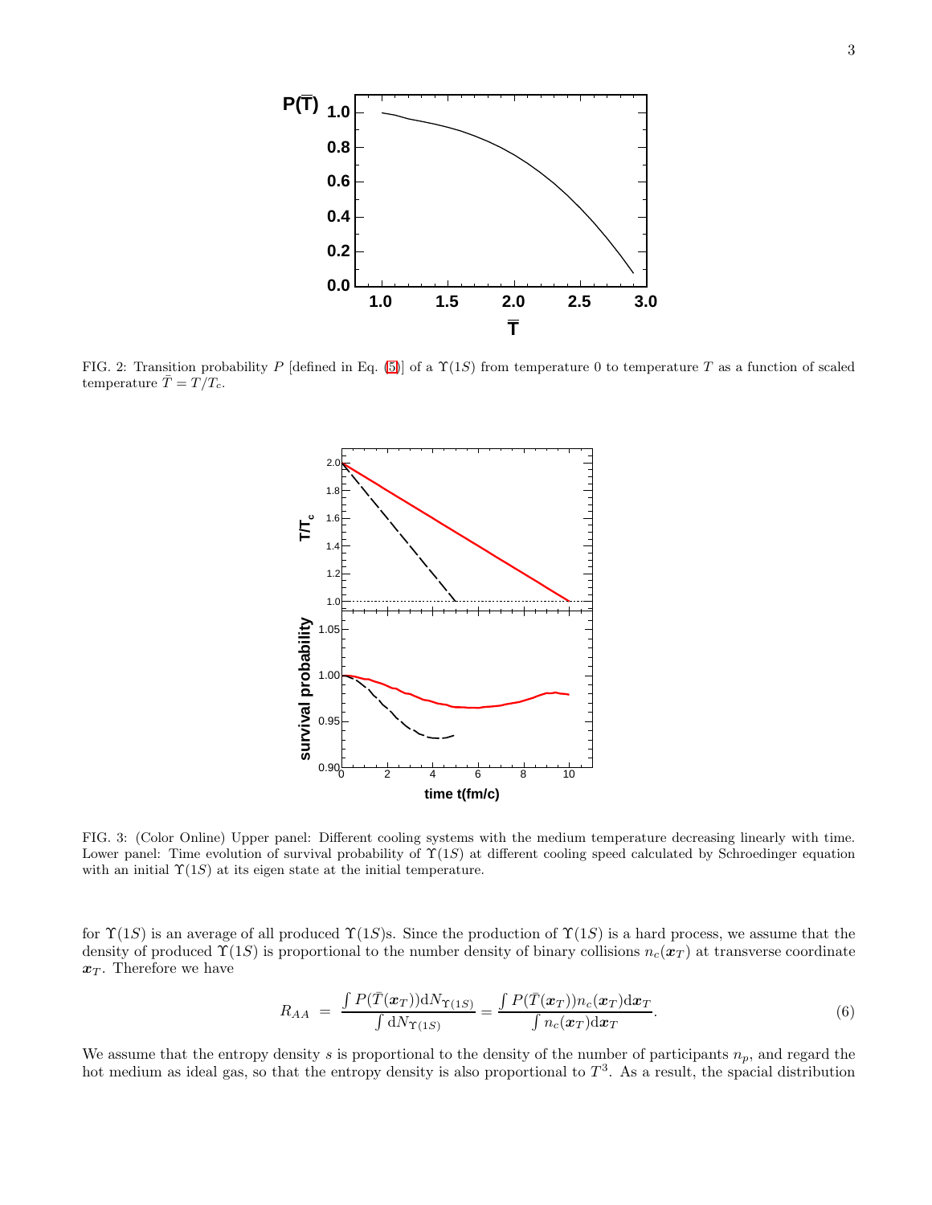FIG. 2: Transition probability $P$ [defined in Eq. (5)] of a $\Upsilon(1S)$ from temperature 0 to temperature $T$ as a function of scaled temperature $\bar{T} = T/T_c$.

FIG. 3: (Color Online) Upper panel: Different cooling systems with the medium temperature decreasing linearly with time. Lower panel: Time evolution of survival probability of $\Upsilon(1S)$ at different cooling speed calculated by Schroedinger equation with an initial $\Upsilon(1S)$ at its eigen state at the initial temperature.

for $\Upsilon(1S)$ is an average of all produced $\Upsilon(1S)$s. Since the production of $\Upsilon(1S)$ is a hard process, we assume that the density of produced $\Upsilon(1S)$ is proportional to the number density of binary collisions $n_c(\boldsymbol{x}_T)$ at transverse coordinate $\boldsymbol{x}_T$. Therefore we have

$$R_{AA} = \frac{\int P(\bar{T}(\boldsymbol{x}_T))\mathrm{d}N_{\Upsilon(1S)}}{\int \mathrm{d}N_{\Upsilon(1S)}} = \frac{\int P(\bar{T}(\boldsymbol{x}_T))n_c(\boldsymbol{x}_T)\mathrm{d}\boldsymbol{x}_T}{\int n_c(\boldsymbol{x}_T)\mathrm{d}\boldsymbol{x}_T}. \tag{6}$$

We assume that the entropy density $s$ is proportional to the density of the number of participants $n_p$, and regard the hot medium as ideal gas, so that the entropy density is also proportional to $T^3$. As a result, the spacial distribution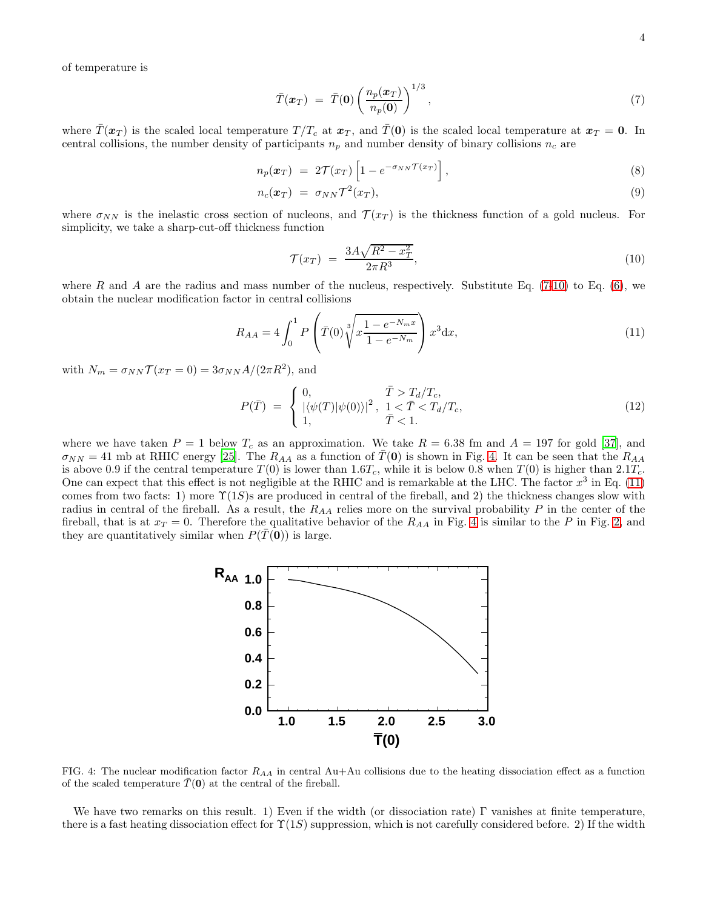of temperature is

$$\bar{T}(\boldsymbol{x}_T) \ = \ \bar{T}(\mathbf{0}) \left( \frac{n_p(\boldsymbol{x}_T)}{n_p(\mathbf{0})} \right)^{1/3}, \tag{7}$$

where $\bar{T}(\boldsymbol{x}_T)$ is the scaled local temperature $T/T_c$ at $\boldsymbol{x}_T$, and $\bar{T}(\mathbf{0})$ is the scaled local temperature at $\boldsymbol{x}_T = \mathbf{0}$. In central collisions, the number density of participants $n_p$ and number density of binary collisions $n_c$ are

$$n_p(\boldsymbol{x}_T) \ = \ 2\mathcal{T}(x_T) \left[ 1 - e^{-\sigma_{NN}\mathcal{T}(x_T)} \right], \tag{8}$$

$$n_c(\boldsymbol{x}_T) \ = \ \sigma_{NN}\mathcal{T}^2(x_T), \tag{9}$$

where $\sigma_{NN}$ is the inelastic cross section of nucleons, and $\mathcal{T}(x_T)$ is the thickness function of a gold nucleus. For simplicity, we take a sharp-cut-off thickness function

$$\mathcal{T}(x_T) \ = \ \frac{3A\sqrt{R^2 - x_T^2}}{2\pi R^3}, \tag{10}$$

where $R$ and $A$ are the radius and mass number of the nucleus, respectively. Substitute Eq. (7-10) to Eq. (6), we obtain the nuclear modification factor in central collisions

$$R_{AA} = 4\int_0^1 P\left( \bar{T}(0) \sqrt[3]{x\frac{1 - e^{-N_m x}}{1 - e^{-N_m}}} \right) x^3 \mathrm{d}x, \tag{11}$$

with $N_m = \sigma_{NN}\mathcal{T}(x_T = 0) = 3\sigma_{NN}A/(2\pi R^2)$, and

$$P(\bar{T}) \ = \ \begin{cases} 0, & \bar{T} > T_d/T_c, \\ |\langle \psi(T)|\psi(0)\rangle|^2, & 1 < \bar{T} < T_d/T_c, \\ 1, & \bar{T} < 1. \end{cases} \tag{12}$$

where we have taken $P = 1$ below $T_c$ as an approximation. We take $R = 6.38$ fm and $A = 197$ for gold [37], and $\sigma_{NN} = 41$ mb at RHIC energy [25]. The $R_{AA}$ as a function of $\bar{T}(\mathbf{0})$ is shown in Fig. 4. It can be seen that the $R_{AA}$ is above 0.9 if the central temperature $T(0)$ is lower than $1.6T_c$, while it is below 0.8 when $T(0)$ is higher than $2.1T_c$. One can expect that this effect is not negligible at the RHIC and is remarkable at the LHC. The factor $x^3$ in Eq. (11) comes from two facts: 1) more $\Upsilon(1S)$s are produced in central of the fireball, and 2) the thickness changes slow with radius in central of the fireball. As a result, the $R_{AA}$ relies more on the survival probability $P$ in the center of the fireball, that is at $x_T = 0$. Therefore the qualitative behavior of the $R_{AA}$ in Fig. 4 is similar to the $P$ in Fig. 2, and they are quantitatively similar when $P(\bar{T}(\mathbf{0}))$ is large.

FIG. 4: The nuclear modification factor $R_{AA}$ in central Au+Au collisions due to the heating dissociation effect as a function of the scaled temperature $\bar{T}(\mathbf{0})$ at the central of the fireball.

We have two remarks on this result. 1) Even if the width (or dissociation rate) $\Gamma$ vanishes at finite temperature, there is a fast heating dissociation effect for $\Upsilon(1S)$ suppression, which is not carefully considered before. 2) If the width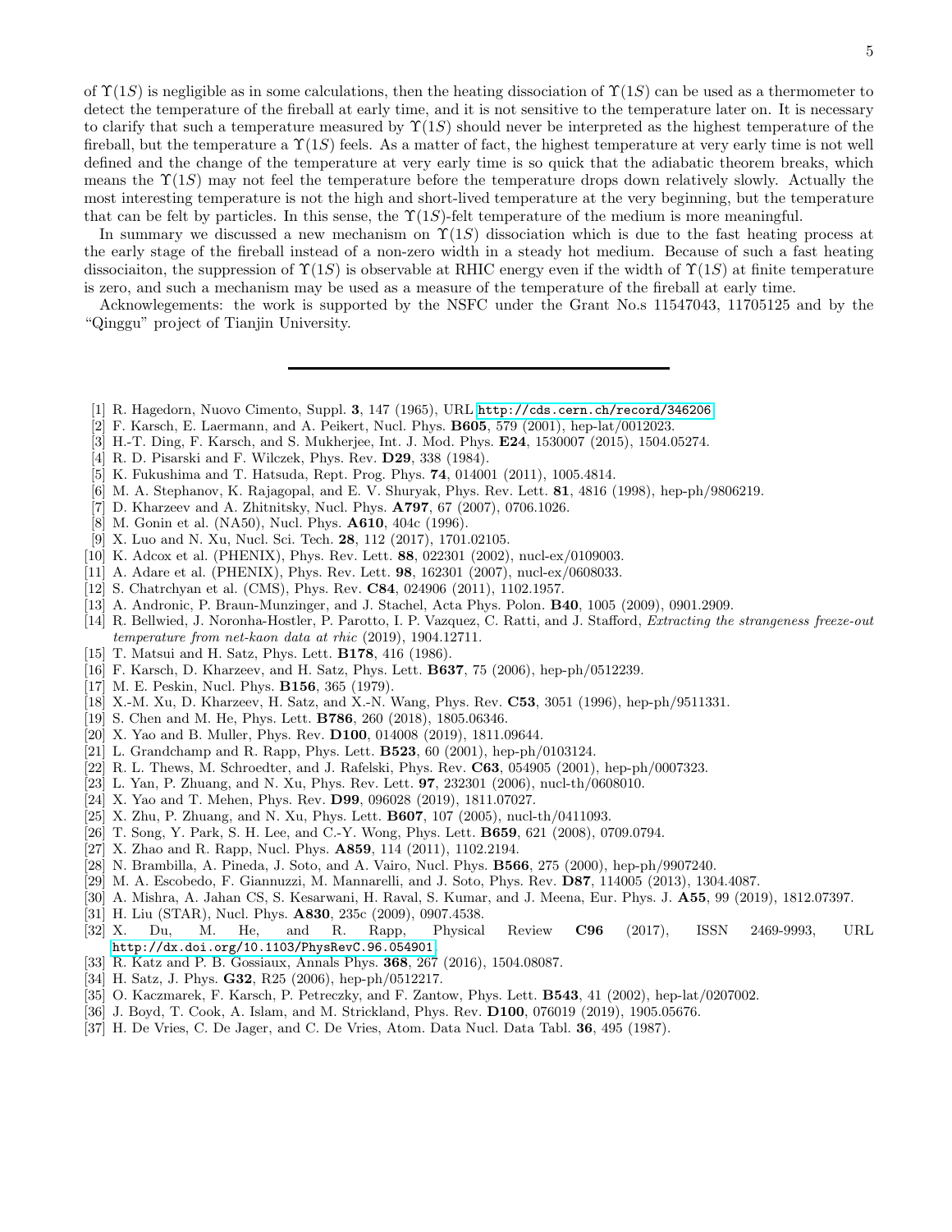of $\Upsilon(1S)$ is negligible as in some calculations, then the heating dissociation of $\Upsilon(1S)$ can be used as a thermometer to detect the temperature of the fireball at early time, and it is not sensitive to the temperature later on. It is necessary to clarify that such a temperature measured by $\Upsilon(1S)$ should never be interpreted as the highest temperature of the fireball, but the temperature a $\Upsilon(1S)$ feels. As a matter of fact, the highest temperature at very early time is not well defined and the change of the temperature at very early time is so quick that the adiabatic theorem breaks, which means the $\Upsilon(1S)$ may not feel the temperature before the temperature drops down relatively slowly. Actually the most interesting temperature is not the high and short-lived temperature at the very beginning, but the temperature that can be felt by particles. In this sense, the $\Upsilon(1S)$-felt temperature of the medium is more meaningful.

In summary we discussed a new mechanism on $\Upsilon(1S)$ dissociation which is due to the fast heating process at the early stage of the fireball instead of a non-zero width in a steady hot medium. Because of such a fast heating dissociaiton, the suppression of $\Upsilon(1S)$ is observable at RHIC energy even if the width of $\Upsilon(1S)$ at finite temperature is zero, and such a mechanism may be used as a measure of the temperature of the fireball at early time.

Acknowlegements: the work is supported by the NSFC under the Grant No.s 11547043, 11705125 and by the "Qinggu" project of Tianjin University.

---

[1] R. Hagedorn, Nuovo Cimento, Suppl. **3**, 147 (1965), URL http://cds.cern.ch/record/346206.
[2] F. Karsch, E. Laermann, and A. Peikert, Nucl. Phys. **B605**, 579 (2001), hep-lat/0012023.
[3] H.-T. Ding, F. Karsch, and S. Mukherjee, Int. J. Mod. Phys. **E24**, 1530007 (2015), 1504.05274.
[4] R. D. Pisarski and F. Wilczek, Phys. Rev. **D29**, 338 (1984).
[5] K. Fukushima and T. Hatsuda, Rept. Prog. Phys. **74**, 014001 (2011), 1005.4814.
[6] M. A. Stephanov, K. Rajagopal, and E. V. Shuryak, Phys. Rev. Lett. **81**, 4816 (1998), hep-ph/9806219.
[7] D. Kharzeev and A. Zhitnitsky, Nucl. Phys. **A797**, 67 (2007), 0706.1026.
[8] M. Gonin et al. (NA50), Nucl. Phys. **A610**, 404c (1996).
[9] X. Luo and N. Xu, Nucl. Sci. Tech. **28**, 112 (2017), 1701.02105.
[10] K. Adcox et al. (PHENIX), Phys. Rev. Lett. **88**, 022301 (2002), nucl-ex/0109003.
[11] A. Adare et al. (PHENIX), Phys. Rev. Lett. **98**, 162301 (2007), nucl-ex/0608033.
[12] S. Chatrchyan et al. (CMS), Phys. Rev. **C84**, 024906 (2011), 1102.1957.
[13] A. Andronic, P. Braun-Munzinger, and J. Stachel, Acta Phys. Polon. **B40**, 1005 (2009), 0901.2909.
[14] R. Bellwied, J. Noronha-Hostler, P. Parotto, I. P. Vazquez, C. Ratti, and J. Stafford, *Extracting the strangeness freeze-out temperature from net-kaon data at rhic* (2019), 1904.12711.
[15] T. Matsui and H. Satz, Phys. Lett. **B178**, 416 (1986).
[16] F. Karsch, D. Kharzeev, and H. Satz, Phys. Lett. **B637**, 75 (2006), hep-ph/0512239.
[17] M. E. Peskin, Nucl. Phys. **B156**, 365 (1979).
[18] X.-M. Xu, D. Kharzeev, H. Satz, and X.-N. Wang, Phys. Rev. **C53**, 3051 (1996), hep-ph/9511331.
[19] S. Chen and M. He, Phys. Lett. **B786**, 260 (2018), 1805.06346.
[20] X. Yao and B. Muller, Phys. Rev. **D100**, 014008 (2019), 1811.09644.
[21] L. Grandchamp and R. Rapp, Phys. Lett. **B523**, 60 (2001), hep-ph/0103124.
[22] R. L. Thews, M. Schroedter, and J. Rafelski, Phys. Rev. **C63**, 054905 (2001), hep-ph/0007323.
[23] L. Yan, P. Zhuang, and N. Xu, Phys. Rev. Lett. **97**, 232301 (2006), nucl-th/0608010.
[24] X. Yao and T. Mehen, Phys. Rev. **D99**, 096028 (2019), 1811.07027.
[25] X. Zhu, P. Zhuang, and N. Xu, Phys. Lett. **B607**, 107 (2005), nucl-th/0411093.
[26] T. Song, Y. Park, S. H. Lee, and C.-Y. Wong, Phys. Lett. **B659**, 621 (2008), 0709.0794.
[27] X. Zhao and R. Rapp, Nucl. Phys. **A859**, 114 (2011), 1102.2194.
[28] N. Brambilla, A. Pineda, J. Soto, and A. Vairo, Nucl. Phys. **B566**, 275 (2000), hep-ph/9907240.
[29] M. A. Escobedo, F. Giannuzzi, M. Mannarelli, and J. Soto, Phys. Rev. **D87**, 114005 (2013), 1304.4087.
[30] A. Mishra, A. Jahan CS, S. Kesarwani, H. Raval, S. Kumar, and J. Meena, Eur. Phys. J. **A55**, 99 (2019), 1812.07397.
[31] H. Liu (STAR), Nucl. Phys. **A830**, 235c (2009), 0907.4538.
[32] X. Du, M. He, and R. Rapp, Physical Review **C96** (2017), ISSN 2469-9993, URL http://dx.doi.org/10.1103/PhysRevC.96.054901.
[33] R. Katz and P. B. Gossiaux, Annals Phys. **368**, 267 (2016), 1504.08087.
[34] H. Satz, J. Phys. **G32**, R25 (2006), hep-ph/0512217.
[35] O. Kaczmarek, F. Karsch, P. Petreczky, and F. Zantow, Phys. Lett. **B543**, 41 (2002), hep-lat/0207002.
[36] J. Boyd, T. Cook, A. Islam, and M. Strickland, Phys. Rev. **D100**, 076019 (2019), 1905.05676.
[37] H. De Vries, C. De Jager, and C. De Vries, Atom. Data Nucl. Data Tabl. **36**, 495 (1987).